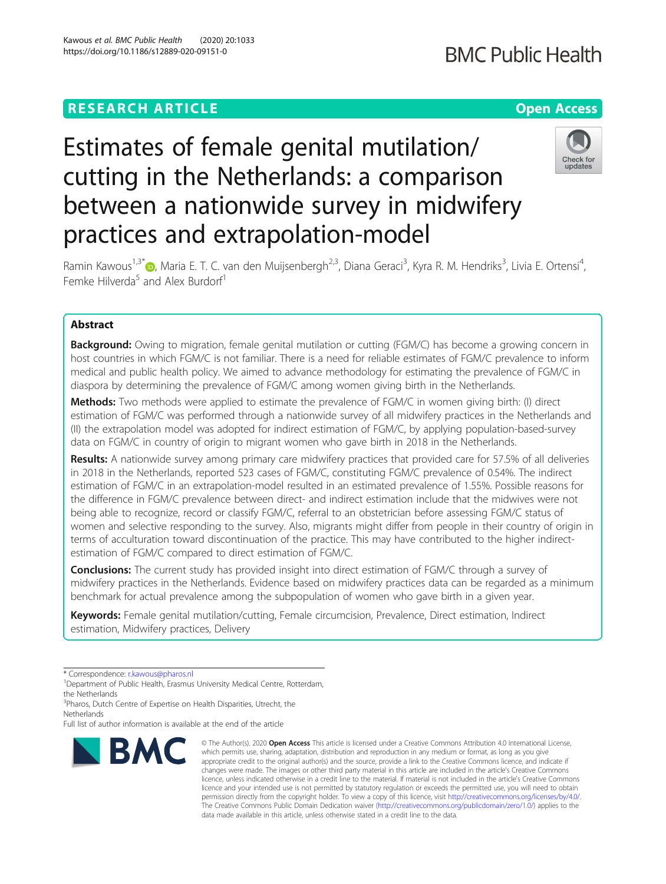RESEARCH ARTICLE

Open Access

# Estimates of female genital mutilation/cutting in the Netherlands: a comparison between a nationwide survey in midwifery practices and extrapolation-model

Ramin Kawous[1,3*], Maria E. T. C. van den Muijsenbergh[2,3], Diana Geraci[3], Kyra R. M. Hendriks[3], Livia E. Ortensi[4], Femke Hilverda[5] and Alex Burdorf[1]

## Abstract

**Background:** Owing to migration, female genital mutilation or cutting (FGM/C) has become a growing concern in host countries in which FGM/C is not familiar. There is a need for reliable estimates of FGM/C prevalence to inform medical and public health policy. We aimed to advance methodology for estimating the prevalence of FGM/C in diaspora by determining the prevalence of FGM/C among women giving birth in the Netherlands.

**Methods:** Two methods were applied to estimate the prevalence of FGM/C in women giving birth: (I) direct estimation of FGM/C was performed through a nationwide survey of all midwifery practices in the Netherlands and (II) the extrapolation model was adopted for indirect estimation of FGM/C, by applying population-based-survey data on FGM/C in country of origin to migrant women who gave birth in 2018 in the Netherlands.

**Results:** A nationwide survey among primary care midwifery practices that provided care for 57.5% of all deliveries in 2018 in the Netherlands, reported 523 cases of FGM/C, constituting FGM/C prevalence of 0.54%. The indirect estimation of FGM/C in an extrapolation-model resulted in an estimated prevalence of 1.55%. Possible reasons for the difference in FGM/C prevalence between direct- and indirect estimation include that the midwives were not being able to recognize, record or classify FGM/C, referral to an obstetrician before assessing FGM/C status of women and selective responding to the survey. Also, migrants might differ from people in their country of origin in terms of acculturation toward discontinuation of the practice. This may have contributed to the higher indirect-estimation of FGM/C compared to direct estimation of FGM/C.

**Conclusions:** The current study has provided insight into direct estimation of FGM/C through a survey of midwifery practices in the Netherlands. Evidence based on midwifery practices data can be regarded as a minimum benchmark for actual prevalence among the subpopulation of women who gave birth in a given year.

**Keywords:** Female genital mutilation/cutting, Female circumcision, Prevalence, Direct estimation, Indirect estimation, Midwifery practices, Delivery

---

\* Correspondence: r.kawous@pharos.nl
[1]Department of Public Health, Erasmus University Medical Centre, Rotterdam, the Netherlands
[3]Pharos, Dutch Centre of Expertise on Health Disparities, Utrecht, the Netherlands
Full list of author information is available at the end of the article

© The Author(s). 2020 **Open Access** This article is licensed under a Creative Commons Attribution 4.0 International License, which permits use, sharing, adaptation, distribution and reproduction in any medium or format, as long as you give appropriate credit to the original author(s) and the source, provide a link to the Creative Commons licence, and indicate if changes were made. The images or other third party material in this article are included in the article's Creative Commons licence, unless indicated otherwise in a credit line to the material. If material is not included in the article's Creative Commons licence and your intended use is not permitted by statutory regulation or exceeds the permitted use, you will need to obtain permission directly from the copyright holder. To view a copy of this licence, visit http://creativecommons.org/licenses/by/4.0/. The Creative Commons Public Domain Dedication waiver (http://creativecommons.org/publicdomain/zero/1.0/) applies to the data made available in this article, unless otherwise stated in a credit line to the data.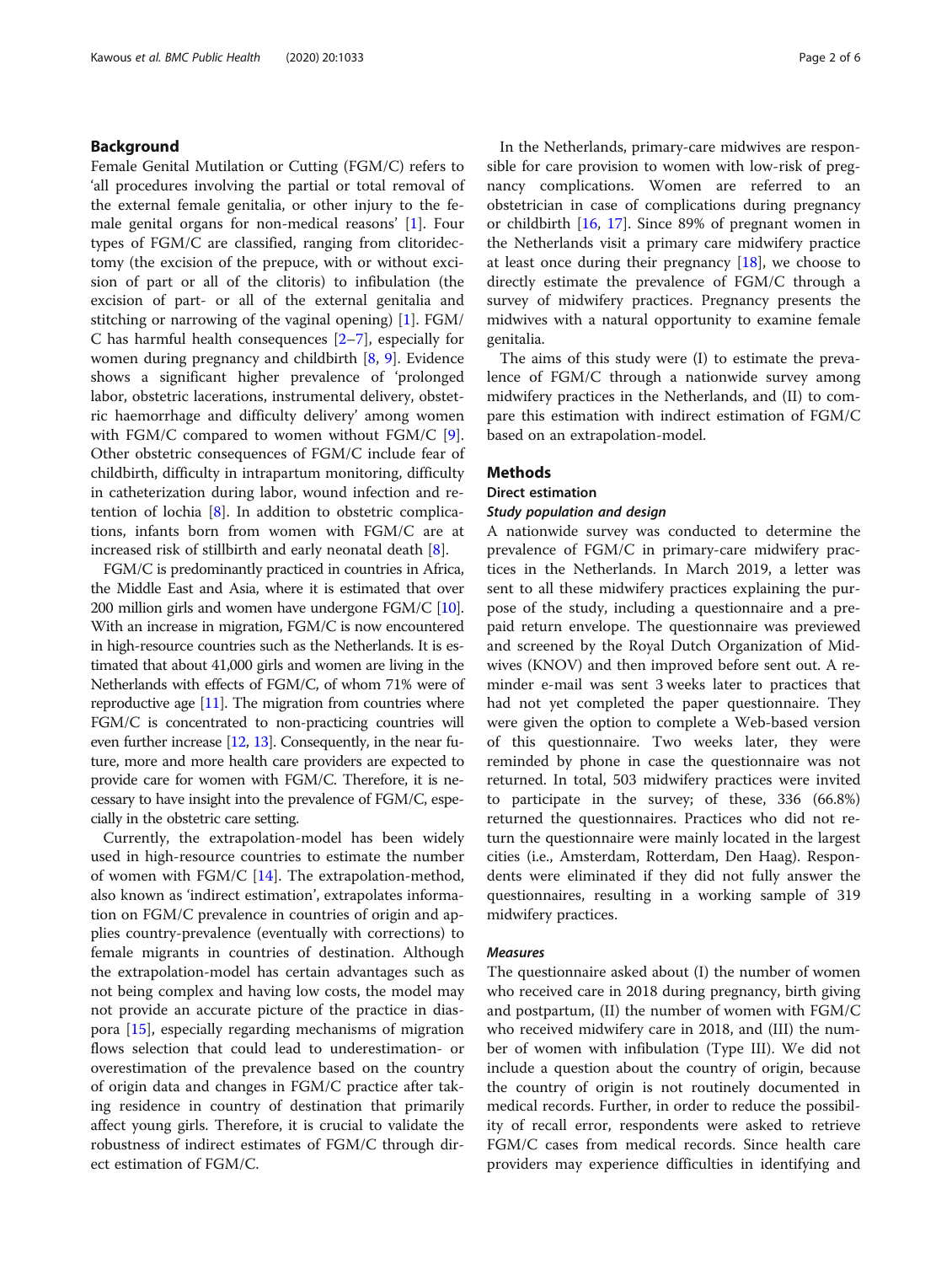## Background

Female Genital Mutilation or Cutting (FGM/C) refers to 'all procedures involving the partial or total removal of the external female genitalia, or other injury to the female genital organs for non-medical reasons' [1]. Four types of FGM/C are classified, ranging from clitoridectomy (the excision of the prepuce, with or without excision of part or all of the clitoris) to infibulation (the excision of part- or all of the external genitalia and stitching or narrowing of the vaginal opening) [1]. FGM/C has harmful health consequences [2–7], especially for women during pregnancy and childbirth [8, 9]. Evidence shows a significant higher prevalence of 'prolonged labor, obstetric lacerations, instrumental delivery, obstetric haemorrhage and difficulty delivery' among women with FGM/C compared to women without FGM/C [9]. Other obstetric consequences of FGM/C include fear of childbirth, difficulty in intrapartum monitoring, difficulty in catheterization during labor, wound infection and retention of lochia [8]. In addition to obstetric complications, infants born from women with FGM/C are at increased risk of stillbirth and early neonatal death [8].

FGM/C is predominantly practiced in countries in Africa, the Middle East and Asia, where it is estimated that over 200 million girls and women have undergone FGM/C [10]. With an increase in migration, FGM/C is now encountered in high-resource countries such as the Netherlands. It is estimated that about 41,000 girls and women are living in the Netherlands with effects of FGM/C, of whom 71% were of reproductive age [11]. The migration from countries where FGM/C is concentrated to non-practicing countries will even further increase [12, 13]. Consequently, in the near future, more and more health care providers are expected to provide care for women with FGM/C. Therefore, it is necessary to have insight into the prevalence of FGM/C, especially in the obstetric care setting.

Currently, the extrapolation-model has been widely used in high-resource countries to estimate the number of women with FGM/C [14]. The extrapolation-method, also known as 'indirect estimation', extrapolates information on FGM/C prevalence in countries of origin and applies country-prevalence (eventually with corrections) to female migrants in countries of destination. Although the extrapolation-model has certain advantages such as not being complex and having low costs, the model may not provide an accurate picture of the practice in diaspora [15], especially regarding mechanisms of migration flows selection that could lead to underestimation- or overestimation of the prevalence based on the country of origin data and changes in FGM/C practice after taking residence in country of destination that primarily affect young girls. Therefore, it is crucial to validate the robustness of indirect estimates of FGM/C through direct estimation of FGM/C.

In the Netherlands, primary-care midwives are responsible for care provision to women with low-risk of pregnancy complications. Women are referred to an obstetrician in case of complications during pregnancy or childbirth [16, 17]. Since 89% of pregnant women in the Netherlands visit a primary care midwifery practice at least once during their pregnancy [18], we choose to directly estimate the prevalence of FGM/C through a survey of midwifery practices. Pregnancy presents the midwives with a natural opportunity to examine female genitalia.

The aims of this study were (I) to estimate the prevalence of FGM/C through a nationwide survey among midwifery practices in the Netherlands, and (II) to compare this estimation with indirect estimation of FGM/C based on an extrapolation-model.

## Methods

### Direct estimation

#### *Study population and design*

A nationwide survey was conducted to determine the prevalence of FGM/C in primary-care midwifery practices in the Netherlands. In March 2019, a letter was sent to all these midwifery practices explaining the purpose of the study, including a questionnaire and a prepaid return envelope. The questionnaire was previewed and screened by the Royal Dutch Organization of Midwives (KNOV) and then improved before sent out. A reminder e-mail was sent 3 weeks later to practices that had not yet completed the paper questionnaire. They were given the option to complete a Web-based version of this questionnaire. Two weeks later, they were reminded by phone in case the questionnaire was not returned. In total, 503 midwifery practices were invited to participate in the survey; of these, 336 (66.8%) returned the questionnaires. Practices who did not return the questionnaire were mainly located in the largest cities (i.e., Amsterdam, Rotterdam, Den Haag). Respondents were eliminated if they did not fully answer the questionnaires, resulting in a working sample of 319 midwifery practices.

#### *Measures*

The questionnaire asked about (I) the number of women who received care in 2018 during pregnancy, birth giving and postpartum, (II) the number of women with FGM/C who received midwifery care in 2018, and (III) the number of women with infibulation (Type III). We did not include a question about the country of origin, because the country of origin is not routinely documented in medical records. Further, in order to reduce the possibility of recall error, respondents were asked to retrieve FGM/C cases from medical records. Since health care providers may experience difficulties in identifying and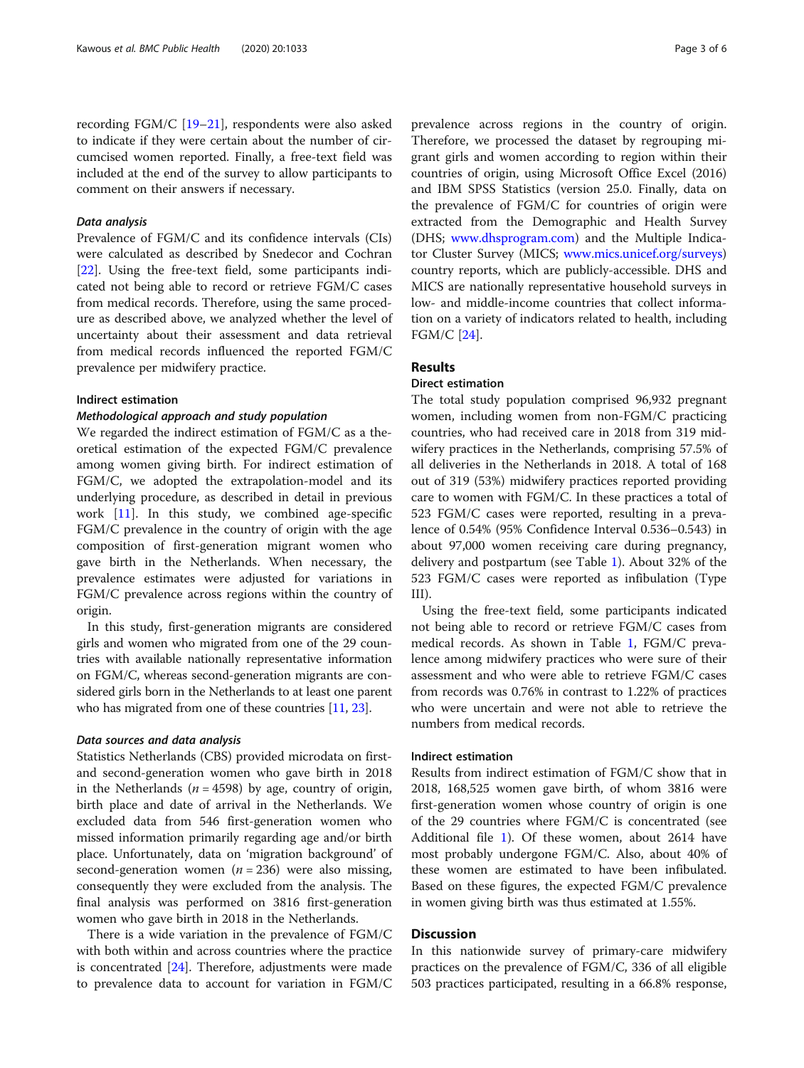recording FGM/C [19–21], respondents were also asked to indicate if they were certain about the number of circumcised women reported. Finally, a free-text field was included at the end of the survey to allow participants to comment on their answers if necessary.

#### *Data analysis*

Prevalence of FGM/C and its confidence intervals (CIs) were calculated as described by Snedecor and Cochran [22]. Using the free-text field, some participants indicated not being able to record or retrieve FGM/C cases from medical records. Therefore, using the same procedure as described above, we analyzed whether the level of uncertainty about their assessment and data retrieval from medical records influenced the reported FGM/C prevalence per midwifery practice.

### Indirect estimation

#### *Methodological approach and study population*

We regarded the indirect estimation of FGM/C as a theoretical estimation of the expected FGM/C prevalence among women giving birth. For indirect estimation of FGM/C, we adopted the extrapolation-model and its underlying procedure, as described in detail in previous work [11]. In this study, we combined age-specific FGM/C prevalence in the country of origin with the age composition of first-generation migrant women who gave birth in the Netherlands. When necessary, the prevalence estimates were adjusted for variations in FGM/C prevalence across regions within the country of origin.

In this study, first-generation migrants are considered girls and women who migrated from one of the 29 countries with available nationally representative information on FGM/C, whereas second-generation migrants are considered girls born in the Netherlands to at least one parent who has migrated from one of these countries [11, 23].

#### *Data sources and data analysis*

Statistics Netherlands (CBS) provided microdata on first- and second-generation women who gave birth in 2018 in the Netherlands ($n = 4598$) by age, country of origin, birth place and date of arrival in the Netherlands. We excluded data from 546 first-generation women who missed information primarily regarding age and/or birth place. Unfortunately, data on 'migration background' of second-generation women ($n = 236$) were also missing, consequently they were excluded from the analysis. The final analysis was performed on 3816 first-generation women who gave birth in 2018 in the Netherlands.

There is a wide variation in the prevalence of FGM/C with both within and across countries where the practice is concentrated [24]. Therefore, adjustments were made to prevalence data to account for variation in FGM/C prevalence across regions in the country of origin. Therefore, we processed the dataset by regrouping migrant girls and women according to region within their countries of origin, using Microsoft Office Excel (2016) and IBM SPSS Statistics (version 25.0. Finally, data on the prevalence of FGM/C for countries of origin were extracted from the Demographic and Health Survey (DHS; www.dhsprogram.com) and the Multiple Indicator Cluster Survey (MICS; www.mics.unicef.org/surveys) country reports, which are publicly-accessible. DHS and MICS are nationally representative household surveys in low- and middle-income countries that collect information on a variety of indicators related to health, including FGM/C [24].

## Results

### Direct estimation

The total study population comprised 96,932 pregnant women, including women from non-FGM/C practicing countries, who had received care in 2018 from 319 midwifery practices in the Netherlands, comprising 57.5% of all deliveries in the Netherlands in 2018. A total of 168 out of 319 (53%) midwifery practices reported providing care to women with FGM/C. In these practices a total of 523 FGM/C cases were reported, resulting in a prevalence of 0.54% (95% Confidence Interval 0.536–0.543) in about 97,000 women receiving care during pregnancy, delivery and postpartum (see Table 1). About 32% of the 523 FGM/C cases were reported as infibulation (Type III).

Using the free-text field, some participants indicated not being able to record or retrieve FGM/C cases from medical records. As shown in Table 1, FGM/C prevalence among midwifery practices who were sure of their assessment and who were able to retrieve FGM/C cases from records was 0.76% in contrast to 1.22% of practices who were uncertain and were not able to retrieve the numbers from medical records.

### Indirect estimation

Results from indirect estimation of FGM/C show that in 2018, 168,525 women gave birth, of whom 3816 were first-generation women whose country of origin is one of the 29 countries where FGM/C is concentrated (see Additional file 1). Of these women, about 2614 have most probably undergone FGM/C. Also, about 40% of these women are estimated to have been infibulated. Based on these figures, the expected FGM/C prevalence in women giving birth was thus estimated at 1.55%.

## Discussion

In this nationwide survey of primary-care midwifery practices on the prevalence of FGM/C, 336 of all eligible 503 practices participated, resulting in a 66.8% response,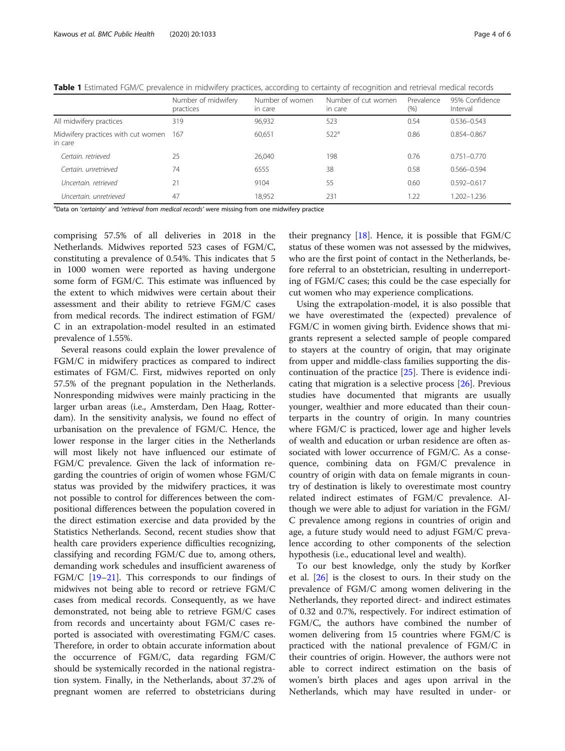**Table 1** Estimated FGM/C prevalence in midwifery practices, according to certainty of recognition and retrieval medical records

| | Number of midwifery practices | Number of women in care | Number of cut women in care | Prevalence (%) | 95% Confidence Interval |
|---|---|---|---|---|---|
| All midwifery practices | 319 | 96,932 | 523 | 0.54 | 0.536–0.543 |
| Midwifery practices with cut women in care | 167 | 60,651 | 522[a] | 0.86 | 0.854–0.867 |
| *Certain. retrieved* | 25 | 26,040 | 198 | 0.76 | 0.751–0.770 |
| *Certain. unretrieved* | 74 | 6555 | 38 | 0.58 | 0.566–0.594 |
| *Uncertain. retrieved* | 21 | 9104 | 55 | 0.60 | 0.592–0.617 |
| *Uncertain. unretrieved* | 47 | 18,952 | 231 | 1.22 | 1.202–1.236 |

[a]Data on *'certainty'* and *'retrieval from medical records'* were missing from one midwifery practice

comprising 57.5% of all deliveries in 2018 in the Netherlands. Midwives reported 523 cases of FGM/C, constituting a prevalence of 0.54%. This indicates that 5 in 1000 women were reported as having undergone some form of FGM/C. This estimate was influenced by the extent to which midwives were certain about their assessment and their ability to retrieve FGM/C cases from medical records. The indirect estimation of FGM/C in an extrapolation-model resulted in an estimated prevalence of 1.55%.

Several reasons could explain the lower prevalence of FGM/C in midwifery practices as compared to indirect estimates of FGM/C. First, midwives reported on only 57.5% of the pregnant population in the Netherlands. Nonresponding midwives were mainly practicing in the larger urban areas (i.e., Amsterdam, Den Haag, Rotterdam). In the sensitivity analysis, we found no effect of urbanisation on the prevalence of FGM/C. Hence, the lower response in the larger cities in the Netherlands will most likely not have influenced our estimate of FGM/C prevalence. Given the lack of information regarding the countries of origin of women whose FGM/C status was provided by the midwifery practices, it was not possible to control for differences between the compositional differences between the population covered in the direct estimation exercise and data provided by the Statistics Netherlands. Second, recent studies show that health care providers experience difficulties recognizing, classifying and recording FGM/C due to, among others, demanding work schedules and insufficient awareness of FGM/C [19–21]. This corresponds to our findings of midwives not being able to record or retrieve FGM/C cases from medical records. Consequently, as we have demonstrated, not being able to retrieve FGM/C cases from records and uncertainty about FGM/C cases reported is associated with overestimating FGM/C cases. Therefore, in order to obtain accurate information about the occurrence of FGM/C, data regarding FGM/C should be systemically recorded in the national registration system. Finally, in the Netherlands, about 37.2% of pregnant women are referred to obstetricians during their pregnancy [18]. Hence, it is possible that FGM/C status of these women was not assessed by the midwives, who are the first point of contact in the Netherlands, before referral to an obstetrician, resulting in underreporting of FGM/C cases; this could be the case especially for cut women who may experience complications.

Using the extrapolation-model, it is also possible that we have overestimated the (expected) prevalence of FGM/C in women giving birth. Evidence shows that migrants represent a selected sample of people compared to stayers at the country of origin, that may originate from upper and middle-class families supporting the discontinuation of the practice [25]. There is evidence indicating that migration is a selective process [26]. Previous studies have documented that migrants are usually younger, wealthier and more educated than their counterparts in the country of origin. In many countries where FGM/C is practiced, lower age and higher levels of wealth and education or urban residence are often associated with lower occurrence of FGM/C. As a consequence, combining data on FGM/C prevalence in country of origin with data on female migrants in country of destination is likely to overestimate most country related indirect estimates of FGM/C prevalence. Although we were able to adjust for variation in the FGM/C prevalence among regions in countries of origin and age, a future study would need to adjust FGM/C prevalence according to other components of the selection hypothesis (i.e., educational level and wealth).

To our best knowledge, only the study by Korfker et al. [26] is the closest to ours. In their study on the prevalence of FGM/C among women delivering in the Netherlands, they reported direct- and indirect estimates of 0.32 and 0.7%, respectively. For indirect estimation of FGM/C, the authors have combined the number of women delivering from 15 countries where FGM/C is practiced with the national prevalence of FGM/C in their countries of origin. However, the authors were not able to correct indirect estimation on the basis of women's birth places and ages upon arrival in the Netherlands, which may have resulted in under- or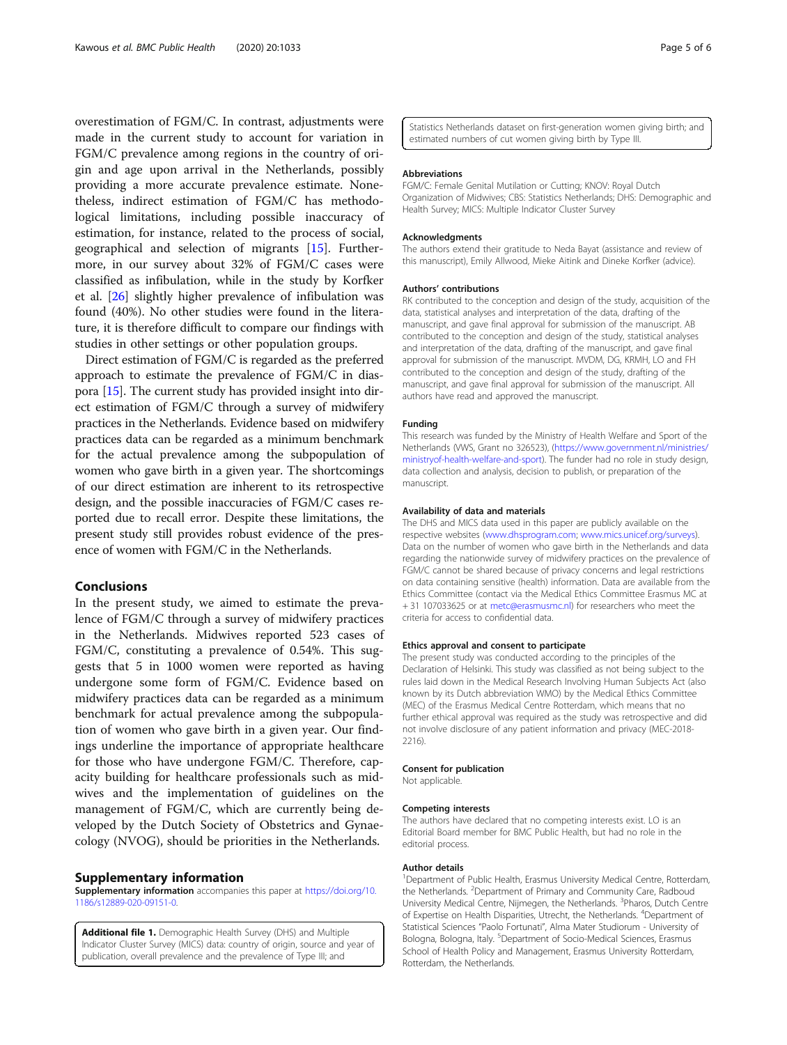overestimation of FGM/C. In contrast, adjustments were made in the current study to account for variation in FGM/C prevalence among regions in the country of origin and age upon arrival in the Netherlands, possibly providing a more accurate prevalence estimate. Nonetheless, indirect estimation of FGM/C has methodological limitations, including possible inaccuracy of estimation, for instance, related to the process of social, geographical and selection of migrants [15]. Furthermore, in our survey about 32% of FGM/C cases were classified as infibulation, while in the study by Korfker et al. [26] slightly higher prevalence of infibulation was found (40%). No other studies were found in the literature, it is therefore difficult to compare our findings with studies in other settings or other population groups.

Direct estimation of FGM/C is regarded as the preferred approach to estimate the prevalence of FGM/C in diaspora [15]. The current study has provided insight into direct estimation of FGM/C through a survey of midwifery practices in the Netherlands. Evidence based on midwifery practices data can be regarded as a minimum benchmark for the actual prevalence among the subpopulation of women who gave birth in a given year. The shortcomings of our direct estimation are inherent to its retrospective design, and the possible inaccuracies of FGM/C cases reported due to recall error. Despite these limitations, the present study still provides robust evidence of the presence of women with FGM/C in the Netherlands.

## Conclusions

In the present study, we aimed to estimate the prevalence of FGM/C through a survey of midwifery practices in the Netherlands. Midwives reported 523 cases of FGM/C, constituting a prevalence of 0.54%. This suggests that 5 in 1000 women were reported as having undergone some form of FGM/C. Evidence based on midwifery practices data can be regarded as a minimum benchmark for actual prevalence among the subpopulation of women who gave birth in a given year. Our findings underline the importance of appropriate healthcare for those who have undergone FGM/C. Therefore, capacity building for healthcare professionals such as midwives and the implementation of guidelines on the management of FGM/C, which are currently being developed by the Dutch Society of Obstetrics and Gynaecology (NVOG), should be priorities in the Netherlands.

## Supplementary information

**Supplementary information** accompanies this paper at https://doi.org/10.1186/s12889-020-09151-0.

**Additional file 1.** Demographic Health Survey (DHS) and Multiple Indicator Cluster Survey (MICS) data: country of origin, source and year of publication, overall prevalence and the prevalence of Type III; and Statistics Netherlands dataset on first-generation women giving birth; and estimated numbers of cut women giving birth by Type III.

### Abbreviations

FGM/C: Female Genital Mutilation or Cutting; KNOV: Royal Dutch Organization of Midwives; CBS: Statistics Netherlands; DHS: Demographic and Health Survey; MICS: Multiple Indicator Cluster Survey

### Acknowledgments

The authors extend their gratitude to Neda Bayat (assistance and review of this manuscript), Emily Allwood, Mieke Aitink and Dineke Korfker (advice).

### Authors' contributions

RK contributed to the conception and design of the study, acquisition of the data, statistical analyses and interpretation of the data, drafting of the manuscript, and gave final approval for submission of the manuscript. AB contributed to the conception and design of the study, statistical analyses and interpretation of the data, drafting of the manuscript, and gave final approval for submission of the manuscript. MVDM, DG, KRMH, LO and FH contributed to the conception and design of the study, drafting of the manuscript, and gave final approval for submission of the manuscript. All authors have read and approved the manuscript.

### Funding

This research was funded by the Ministry of Health Welfare and Sport of the Netherlands (VWS, Grant no 326523), (https://www.government.nl/ministries/ministryof-health-welfare-and-sport). The funder had no role in study design, data collection and analysis, decision to publish, or preparation of the manuscript.

### Availability of data and materials

The DHS and MICS data used in this paper are publicly available on the respective websites (www.dhsprogram.com; www.mics.unicef.org/surveys). Data on the number of women who gave birth in the Netherlands and data regarding the nationwide survey of midwifery practices on the prevalence of FGM/C cannot be shared because of privacy concerns and legal restrictions on data containing sensitive (health) information. Data are available from the Ethics Committee (contact via the Medical Ethics Committee Erasmus MC at + 31 107033625 or at metc@erasmusmc.nl) for researchers who meet the criteria for access to confidential data.

### Ethics approval and consent to participate

The present study was conducted according to the principles of the Declaration of Helsinki. This study was classified as not being subject to the rules laid down in the Medical Research Involving Human Subjects Act (also known by its Dutch abbreviation WMO) by the Medical Ethics Committee (MEC) of the Erasmus Medical Centre Rotterdam, which means that no further ethical approval was required as the study was retrospective and did not involve disclosure of any patient information and privacy (MEC-2018-2216).

### Consent for publication

Not applicable.

### Competing interests

The authors have declared that no competing interests exist. LO is an Editorial Board member for BMC Public Health, but had no role in the editorial process.

### Author details

[1]Department of Public Health, Erasmus University Medical Centre, Rotterdam, the Netherlands. [2]Department of Primary and Community Care, Radboud University Medical Centre, Nijmegen, the Netherlands. [3]Pharos, Dutch Centre of Expertise on Health Disparities, Utrecht, the Netherlands. [4]Department of Statistical Sciences "Paolo Fortunati", Alma Mater Studiorum - University of Bologna, Bologna, Italy. [5]Department of Socio-Medical Sciences, Erasmus School of Health Policy and Management, Erasmus University Rotterdam, Rotterdam, the Netherlands.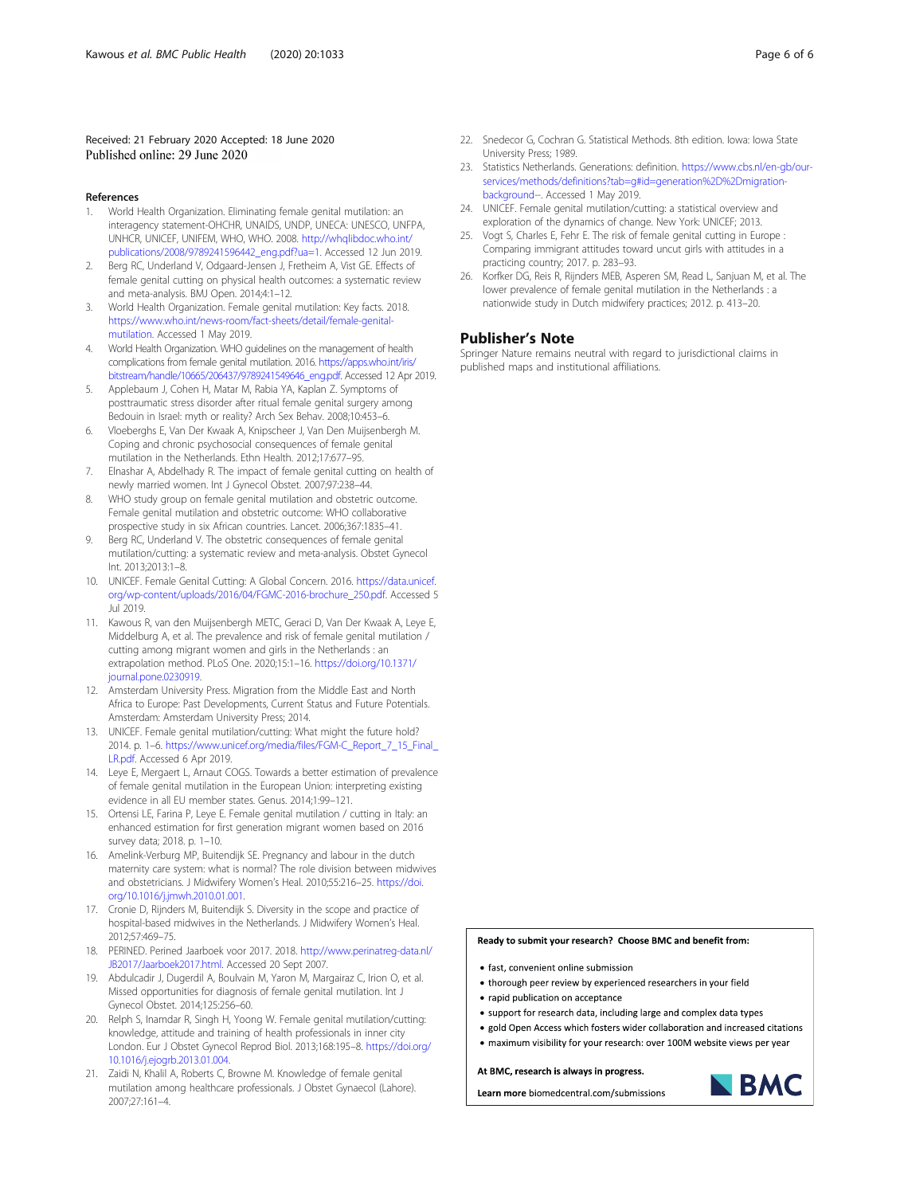Received: 21 February 2020 Accepted: 18 June 2020
Published online: 29 June 2020

## References

1. World Health Organization. Eliminating female genital mutilation: an interagency statement-OHCHR, UNAIDS, UNDP, UNECA: UNESCO, UNFPA, UNHCR, UNICEF, UNIFEM, WHO, WHO. 2008. http://whqlibdoc.who.int/publications/2008/9789241596442_eng.pdf?ua=1. Accessed 12 Jun 2019.
2. Berg RC, Underland V, Odgaard-Jensen J, Fretheim A, Vist GE. Effects of female genital cutting on physical health outcomes: a systematic review and meta-analysis. BMJ Open. 2014;4:1–12.
3. World Health Organization. Female genital mutilation: Key facts. 2018. https://www.who.int/news-room/fact-sheets/detail/female-genital-mutilation. Accessed 1 May 2019.
4. World Health Organization. WHO guidelines on the management of health complications from female genital mutilation. 2016. https://apps.who.int/iris/bitstream/handle/10665/206437/9789241549646_eng.pdf. Accessed 12 Apr 2019.
5. Applebaum J, Cohen H, Matar M, Rabia YA, Kaplan Z. Symptoms of posttraumatic stress disorder after ritual female genital surgery among Bedouin in Israel: myth or reality? Arch Sex Behav. 2008;10:453–6.
6. Vloeberghs E, Van Der Kwaak A, Knipscheer J, Van Den Muijsenbergh M. Coping and chronic psychosocial consequences of female genital mutilation in the Netherlands. Ethn Health. 2012;17:677–95.
7. Elnashar A, Abdelhady R. The impact of female genital cutting on health of newly married women. Int J Gynecol Obstet. 2007;97:238–44.
8. WHO study group on female genital mutilation and obstetric outcome. Female genital mutilation and obstetric outcome: WHO collaborative prospective study in six African countries. Lancet. 2006;367:1835–41.
9. Berg RC, Underland V. The obstetric consequences of female genital mutilation/cutting: a systematic review and meta-analysis. Obstet Gynecol Int. 2013;2013:1–8.
10. UNICEF. Female Genital Cutting: A Global Concern. 2016. https://data.unicef.org/wp-content/uploads/2016/04/FGMC-2016-brochure_250.pdf. Accessed 5 Jul 2019.
11. Kawous R, van den Muijsenbergh METC, Geraci D, Van Der Kwaak A, Leye E, Middelburg A, et al. The prevalence and risk of female genital mutilation / cutting among migrant women and girls in the Netherlands : an extrapolation method. PLoS One. 2020;15:1–16. https://doi.org/10.1371/journal.pone.0230919.
12. Amsterdam University Press. Migration from the Middle East and North Africa to Europe: Past Developments, Current Status and Future Potentials. Amsterdam: Amsterdam University Press; 2014.
13. UNICEF. Female genital mutilation/cutting: What might the future hold? 2014. p. 1–6. https://www.unicef.org/media/files/FGM-C_Report_7_15_Final_LR.pdf. Accessed 6 Apr 2019.
14. Leye E, Mergaert L, Arnaut COGS. Towards a better estimation of prevalence of female genital mutilation in the European Union: interpreting existing evidence in all EU member states. Genus. 2014;1:99–121.
15. Ortensi LE, Farina P, Leye E. Female genital mutilation / cutting in Italy: an enhanced estimation for first generation migrant women based on 2016 survey data; 2018. p. 1–10.
16. Amelink-Verburg MP, Buitendijk SE. Pregnancy and labour in the dutch maternity care system: what is normal? The role division between midwives and obstetricians. J Midwifery Women's Heal. 2010;55:216–25. https://doi.org/10.1016/j.jmwh.2010.01.001.
17. Cronie D, Rijnders M, Buitendijk S. Diversity in the scope and practice of hospital-based midwives in the Netherlands. J Midwifery Women's Heal. 2012;57:469–75.
18. PERINED. Perined Jaarboek voor 2017. 2018. http://www.perinatreg-data.nl/JB2017/Jaarboek2017.html. Accessed 20 Sept 2007.
19. Abdulcadir J, Dugerdil A, Boulvain M, Yaron M, Margairaz C, Irion O, et al. Missed opportunities for diagnosis of female genital mutilation. Int J Gynecol Obstet. 2014;125:256–60.
20. Relph S, Inamdar R, Singh H, Yoong W. Female genital mutilation/cutting: knowledge, attitude and training of health professionals in inner city London. Eur J Obstet Gynecol Reprod Biol. 2013;168:195–8. https://doi.org/10.1016/j.ejogrb.2013.01.004.
21. Zaidi N, Khalil A, Roberts C, Browne M. Knowledge of female genital mutilation among healthcare professionals. J Obstet Gynaecol (Lahore). 2007;27:161–4.
22. Snedecor G, Cochran G. Statistical Methods. 8th edition. Iowa: Iowa State University Press; 1989.
23. Statistics Netherlands. Generations: definition. https://www.cbs.nl/en-gb/our-services/methods/definitions?tab=g#id=generation%2D%2Dmigration-background--. Accessed 1 May 2019.
24. UNICEF. Female genital mutilation/cutting: a statistical overview and exploration of the dynamics of change. New York: UNICEF; 2013.
25. Vogt S, Charles E, Fehr E. The risk of female genital cutting in Europe : Comparing immigrant attitudes toward uncut girls with attitudes in a practicing country; 2017. p. 283–93.
26. Korfker DG, Reis R, Rijnders MEB, Asperen SM, Read L, Sanjuan M, et al. The lower prevalence of female genital mutilation in the Netherlands : a nationwide study in Dutch midwifery practices; 2012. p. 413–20.

## Publisher's Note

Springer Nature remains neutral with regard to jurisdictional claims in published maps and institutional affiliations.

**Ready to submit your research? Choose BMC and benefit from:**

- fast, convenient online submission
- thorough peer review by experienced researchers in your field
- rapid publication on acceptance
- support for research data, including large and complex data types
- gold Open Access which fosters wider collaboration and increased citations
- maximum visibility for your research: over 100M website views per year

**At BMC, research is always in progress.**

**Learn more** biomedcentral.com/submissions